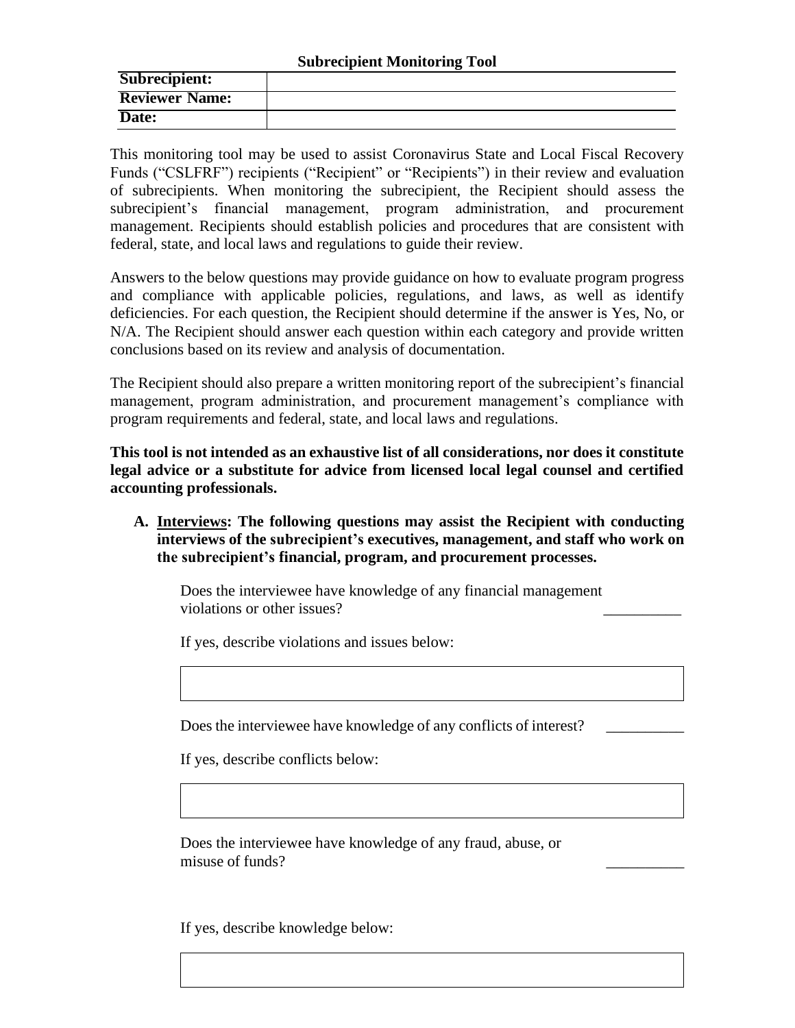**Subrecipient Monitoring Tool**

| Subrecipient: | |
|---|---|
| Reviewer Name: | |
| Date: | |

This monitoring tool may be used to assist Coronavirus State and Local Fiscal Recovery Funds ("CSLFRF") recipients ("Recipient" or "Recipients") in their review and evaluation of subrecipients. When monitoring the subrecipient, the Recipient should assess the subrecipient's financial management, program administration, and procurement management. Recipients should establish policies and procedures that are consistent with federal, state, and local laws and regulations to guide their review.

Answers to the below questions may provide guidance on how to evaluate program progress and compliance with applicable policies, regulations, and laws, as well as identify deficiencies. For each question, the Recipient should determine if the answer is Yes, No, or N/A. The Recipient should answer each question within each category and provide written conclusions based on its review and analysis of documentation.

The Recipient should also prepare a written monitoring report of the subrecipient's financial management, program administration, and procurement management's compliance with program requirements and federal, state, and local laws and regulations.

**This tool is not intended as an exhaustive list of all considerations, nor does it constitute legal advice or a substitute for advice from licensed local legal counsel and certified accounting professionals.**

**A. <u>Interviews</u>: The following questions may assist the Recipient with conducting interviews of the subrecipient's executives, management, and staff who work on the subrecipient's financial, program, and procurement processes.**

Does the interviewee have knowledge of any financial management violations or other issues? __________

If yes, describe violations and issues below:

| |
|---|

Does the interviewee have knowledge of any conflicts of interest? __________

If yes, describe conflicts below:

| |
|---|

Does the interviewee have knowledge of any fraud, abuse, or misuse of funds? __________

If yes, describe knowledge below:

| |
|---|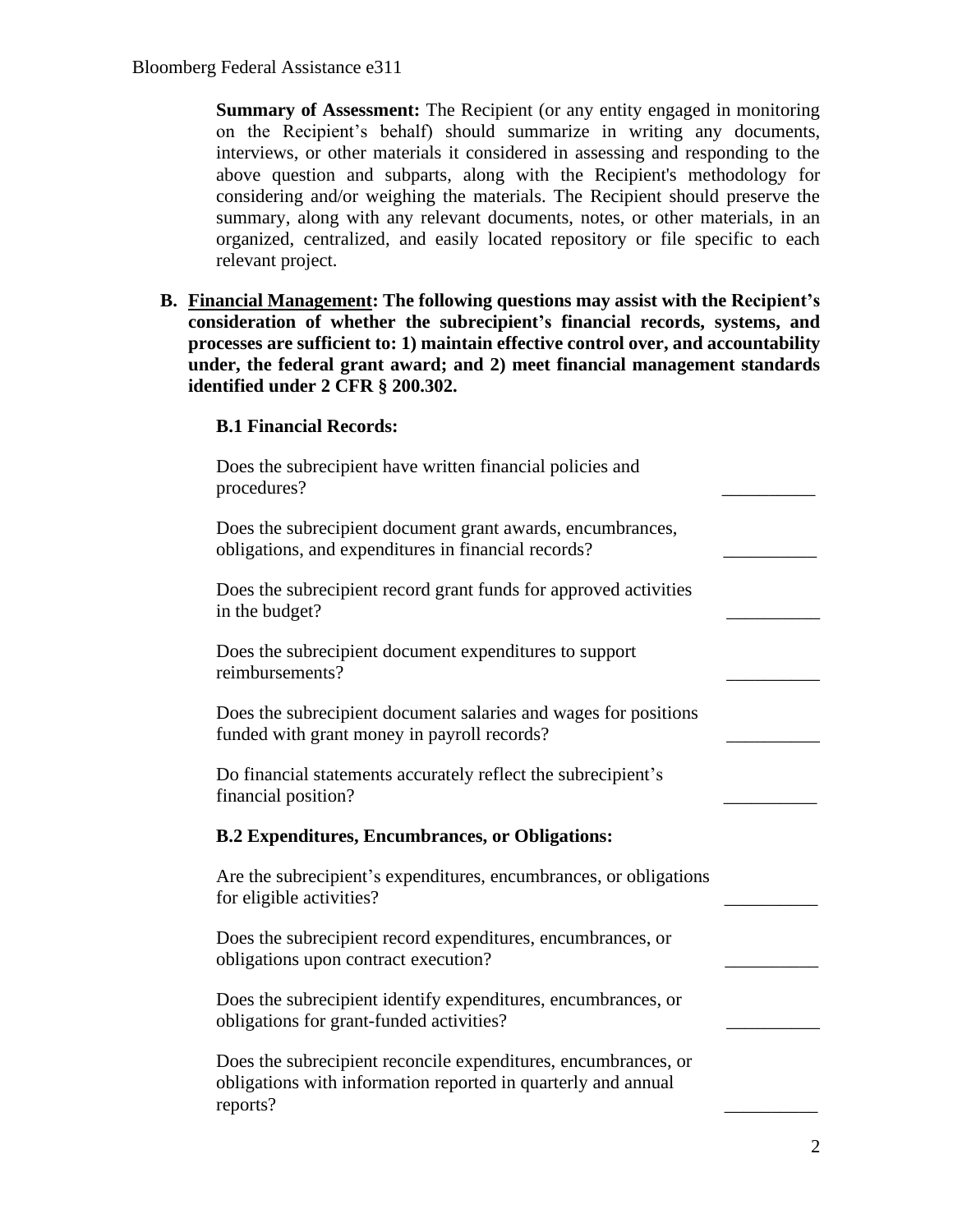**Summary of Assessment:** The Recipient (or any entity engaged in monitoring on the Recipient's behalf) should summarize in writing any documents, interviews, or other materials it considered in assessing and responding to the above question and subparts, along with the Recipient's methodology for considering and/or weighing the materials. The Recipient should preserve the summary, along with any relevant documents, notes, or other materials, in an organized, centralized, and easily located repository or file specific to each relevant project.

**B. <u>Financial Management</u>: The following questions may assist with the Recipient's consideration of whether the subrecipient's financial records, systems, and processes are sufficient to: 1) maintain effective control over, and accountability under, the federal grant award; and 2) meet financial management standards identified under 2 CFR § 200.302.**

**B.1 Financial Records:**

Does the subrecipient have written financial policies and procedures? __________

Does the subrecipient document grant awards, encumbrances, obligations, and expenditures in financial records? __________

Does the subrecipient record grant funds for approved activities in the budget? __________

Does the subrecipient document expenditures to support reimbursements? __________

Does the subrecipient document salaries and wages for positions funded with grant money in payroll records? __________

Do financial statements accurately reflect the subrecipient's financial position? __________

**B.2 Expenditures, Encumbrances, or Obligations:**

Are the subrecipient's expenditures, encumbrances, or obligations for eligible activities? __________

Does the subrecipient record expenditures, encumbrances, or obligations upon contract execution? __________

Does the subrecipient identify expenditures, encumbrances, or obligations for grant-funded activities? __________

Does the subrecipient reconcile expenditures, encumbrances, or obligations with information reported in quarterly and annual reports? __________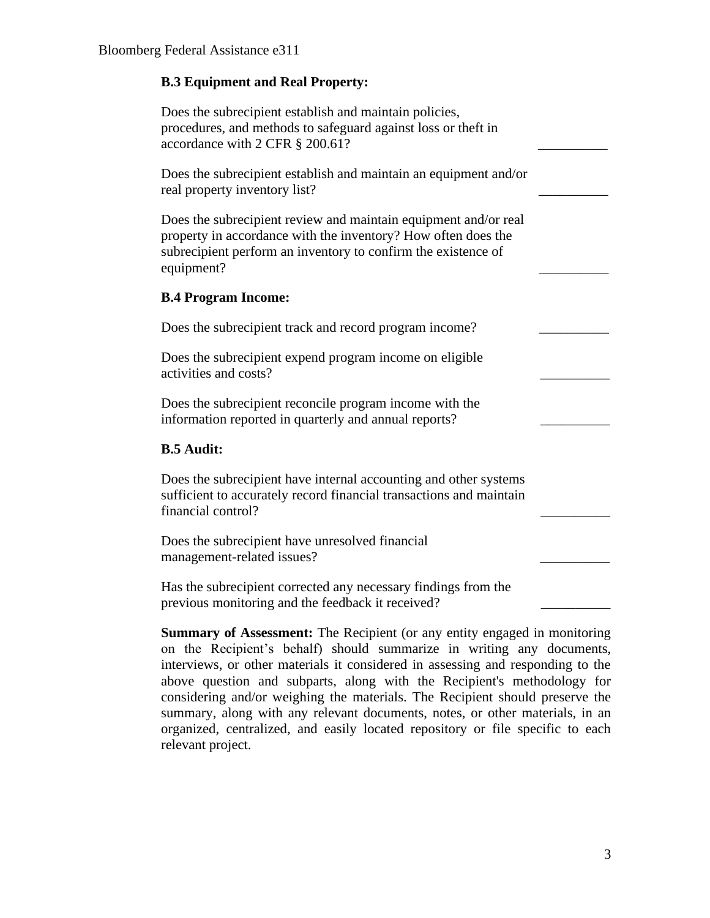**B.3 Equipment and Real Property:**

Does the subrecipient establish and maintain policies, procedures, and methods to safeguard against loss or theft in accordance with 2 CFR § 200.61? __________

Does the subrecipient establish and maintain an equipment and/or real property inventory list? __________

Does the subrecipient review and maintain equipment and/or real property in accordance with the inventory? How often does the subrecipient perform an inventory to confirm the existence of equipment? __________

**B.4 Program Income:**

Does the subrecipient track and record program income? __________

Does the subrecipient expend program income on eligible activities and costs? __________

Does the subrecipient reconcile program income with the information reported in quarterly and annual reports? __________

**B.5 Audit:**

Does the subrecipient have internal accounting and other systems sufficient to accurately record financial transactions and maintain financial control? __________

Does the subrecipient have unresolved financial management-related issues? __________

Has the subrecipient corrected any necessary findings from the previous monitoring and the feedback it received? __________

**Summary of Assessment:** The Recipient (or any entity engaged in monitoring on the Recipient's behalf) should summarize in writing any documents, interviews, or other materials it considered in assessing and responding to the above question and subparts, along with the Recipient's methodology for considering and/or weighing the materials. The Recipient should preserve the summary, along with any relevant documents, notes, or other materials, in an organized, centralized, and easily located repository or file specific to each relevant project.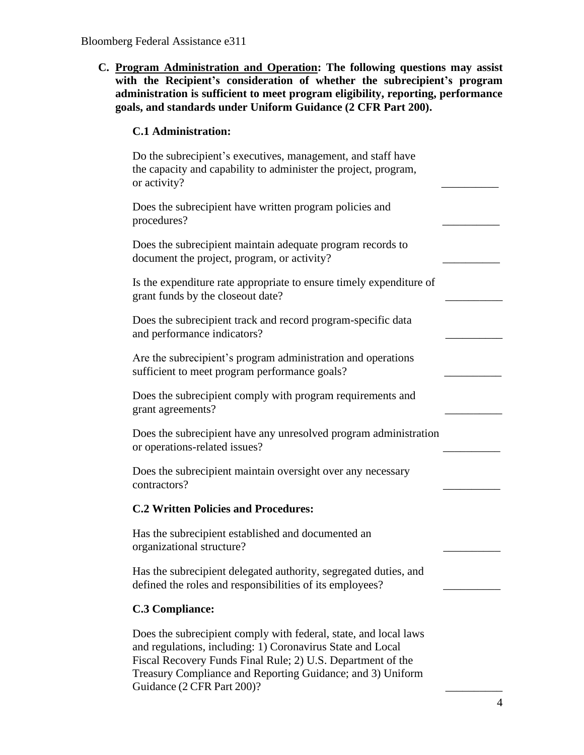**C. <u>Program Administration and Operation</u>: The following questions may assist with the Recipient's consideration of whether the subrecipient's program administration is sufficient to meet program eligibility, reporting, performance goals, and standards under Uniform Guidance (2 CFR Part 200).**

### C.1 Administration:

Do the subrecipient's executives, management, and staff have the capacity and capability to administer the project, program, or activity? __________

Does the subrecipient have written program policies and procedures? __________

Does the subrecipient maintain adequate program records to document the project, program, or activity? __________

Is the expenditure rate appropriate to ensure timely expenditure of grant funds by the closeout date? __________

Does the subrecipient track and record program-specific data and performance indicators? __________

Are the subrecipient's program administration and operations sufficient to meet program performance goals? __________

Does the subrecipient comply with program requirements and grant agreements? __________

Does the subrecipient have any unresolved program administration or operations-related issues? __________

Does the subrecipient maintain oversight over any necessary contractors? __________

### C.2 Written Policies and Procedures:

Has the subrecipient established and documented an organizational structure? __________

Has the subrecipient delegated authority, segregated duties, and defined the roles and responsibilities of its employees? __________

### C.3 Compliance:

Does the subrecipient comply with federal, state, and local laws and regulations, including: 1) Coronavirus State and Local Fiscal Recovery Funds Final Rule; 2) U.S. Department of the Treasury Compliance and Reporting Guidance; and 3) Uniform Guidance (2 CFR Part 200)? __________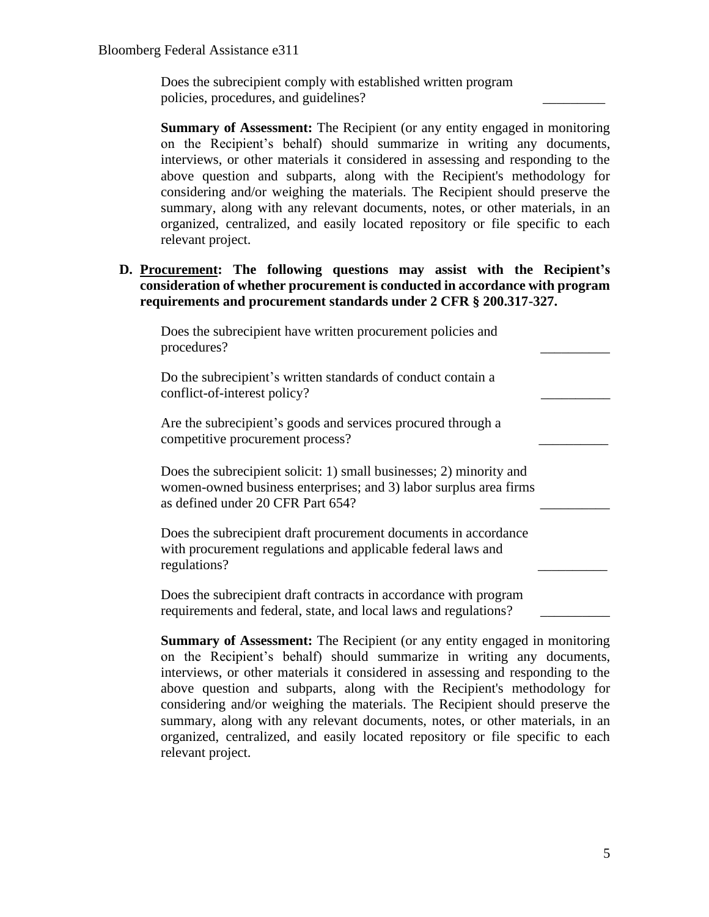Does the subrecipient comply with established written program policies, procedures, and guidelines? _________

**Summary of Assessment:** The Recipient (or any entity engaged in monitoring on the Recipient's behalf) should summarize in writing any documents, interviews, or other materials it considered in assessing and responding to the above question and subparts, along with the Recipient's methodology for considering and/or weighing the materials. The Recipient should preserve the summary, along with any relevant documents, notes, or other materials, in an organized, centralized, and easily located repository or file specific to each relevant project.

**D. <u>Procurement</u>: The following questions may assist with the Recipient's consideration of whether procurement is conducted in accordance with program requirements and procurement standards under 2 CFR § 200.317-327.**

Does the subrecipient have written procurement policies and procedures? __________

Do the subrecipient's written standards of conduct contain a conflict-of-interest policy? __________

Are the subrecipient's goods and services procured through a competitive procurement process? __________

Does the subrecipient solicit: 1) small businesses; 2) minority and women-owned business enterprises; and 3) labor surplus area firms as defined under 20 CFR Part 654? __________

Does the subrecipient draft procurement documents in accordance with procurement regulations and applicable federal laws and regulations? __________

Does the subrecipient draft contracts in accordance with program requirements and federal, state, and local laws and regulations? __________

**Summary of Assessment:** The Recipient (or any entity engaged in monitoring on the Recipient's behalf) should summarize in writing any documents, interviews, or other materials it considered in assessing and responding to the above question and subparts, along with the Recipient's methodology for considering and/or weighing the materials. The Recipient should preserve the summary, along with any relevant documents, notes, or other materials, in an organized, centralized, and easily located repository or file specific to each relevant project.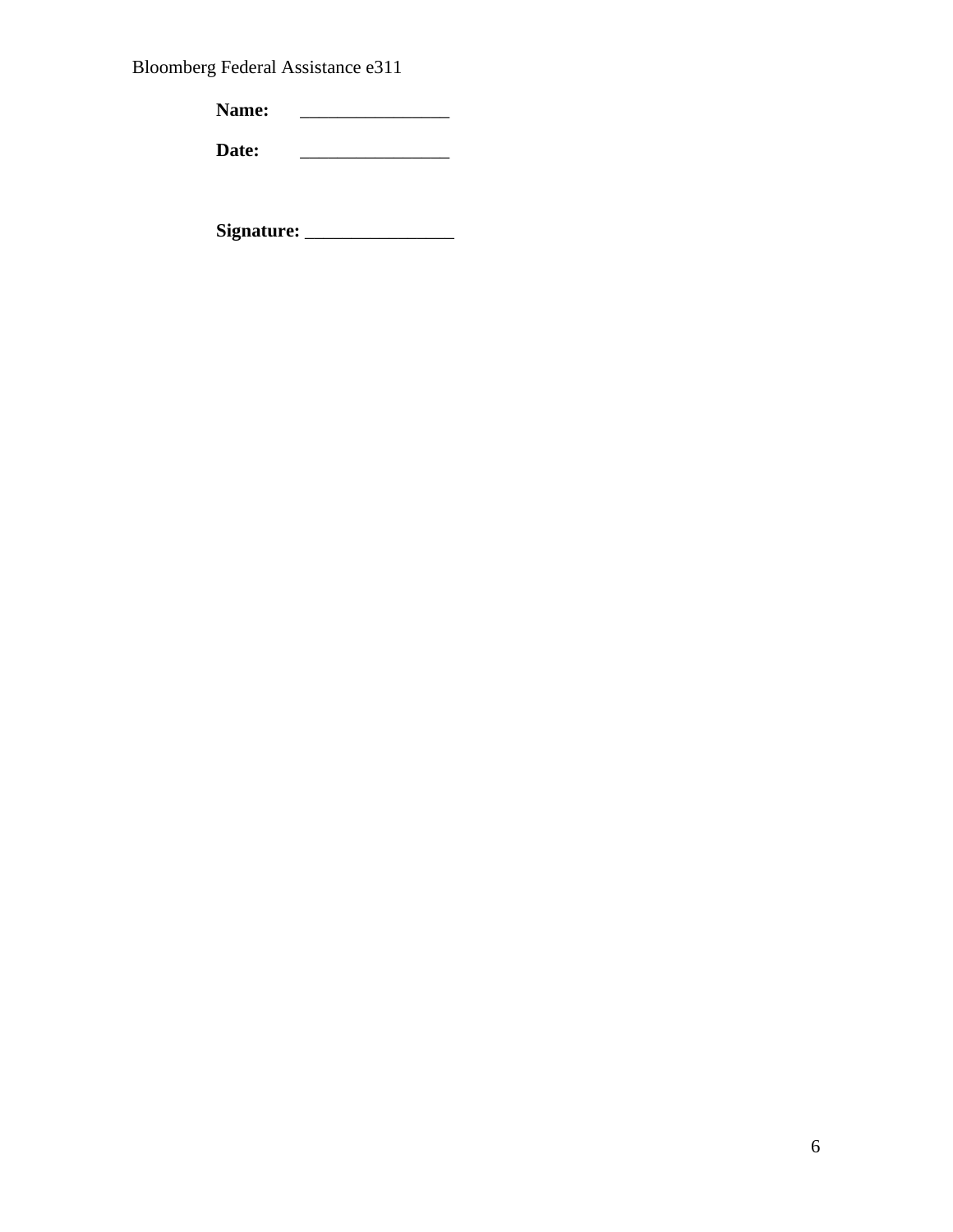Bloomberg Federal Assistance e311

**Name:** ________________

**Date:** ________________

**Signature:** ________________